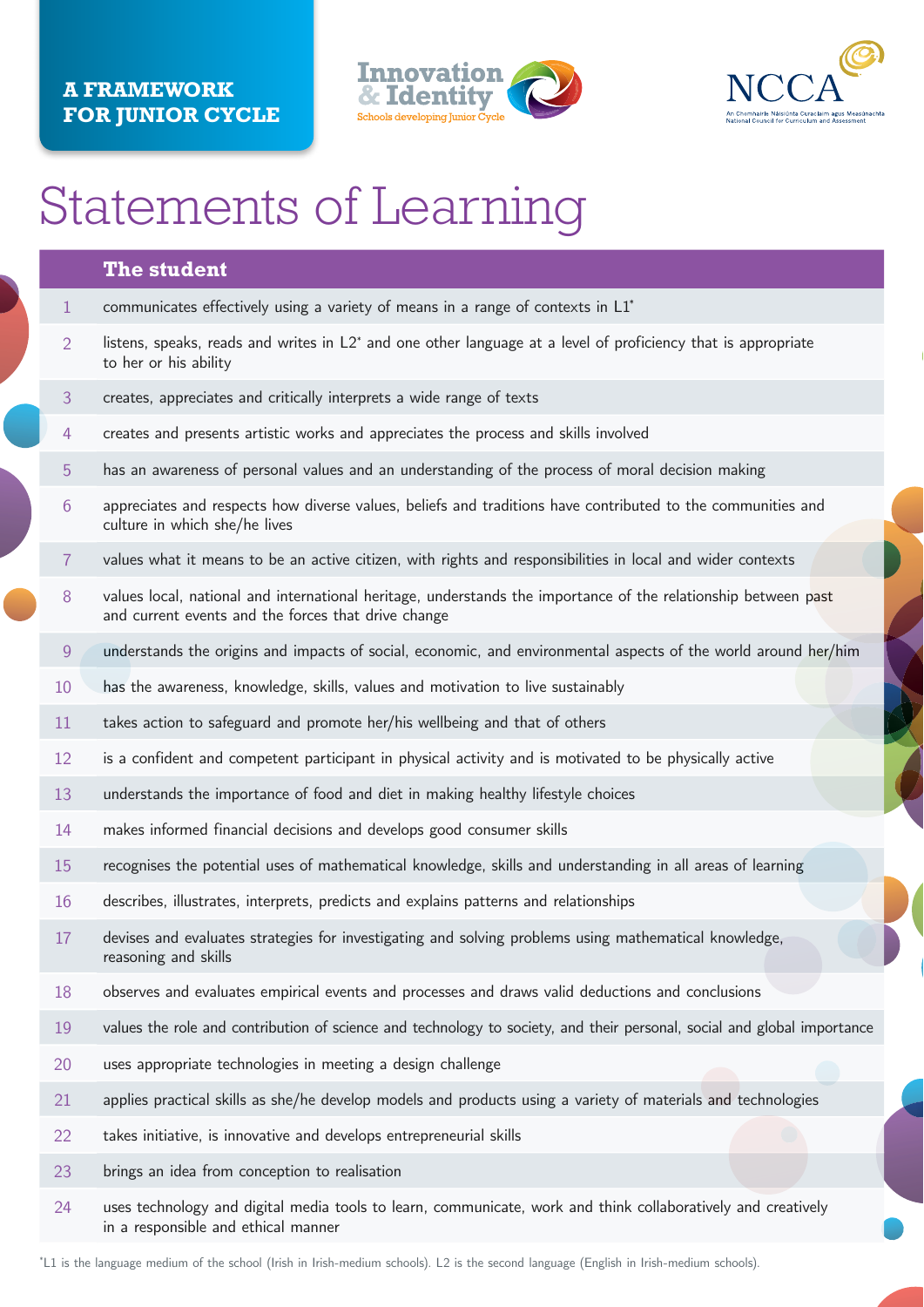**A FRAMEWORK FOR JUNIOR CYCLE**

Innovation & Identity
Schools developing Junior Cycle

NCCA
An Chomhairle Náisiúnta Curaclaim agus Measúnachta
National Council for Curriculum and Assessment

# Statements of Learning

| | The student |
|---|---|
| 1 | communicates effectively using a variety of means in a range of contexts in L1* |
| 2 | listens, speaks, reads and writes in L2* and one other language at a level of proficiency that is appropriate to her or his ability |
| 3 | creates, appreciates and critically interprets a wide range of texts |
| 4 | creates and presents artistic works and appreciates the process and skills involved |
| 5 | has an awareness of personal values and an understanding of the process of moral decision making |
| 6 | appreciates and respects how diverse values, beliefs and traditions have contributed to the communities and culture in which she/he lives |
| 7 | values what it means to be an active citizen, with rights and responsibilities in local and wider contexts |
| 8 | values local, national and international heritage, understands the importance of the relationship between past and current events and the forces that drive change |
| 9 | understands the origins and impacts of social, economic, and environmental aspects of the world around her/him |
| 10 | has the awareness, knowledge, skills, values and motivation to live sustainably |
| 11 | takes action to safeguard and promote her/his wellbeing and that of others |
| 12 | is a confident and competent participant in physical activity and is motivated to be physically active |
| 13 | understands the importance of food and diet in making healthy lifestyle choices |
| 14 | makes informed financial decisions and develops good consumer skills |
| 15 | recognises the potential uses of mathematical knowledge, skills and understanding in all areas of learning |
| 16 | describes, illustrates, interprets, predicts and explains patterns and relationships |
| 17 | devises and evaluates strategies for investigating and solving problems using mathematical knowledge, reasoning and skills |
| 18 | observes and evaluates empirical events and processes and draws valid deductions and conclusions |
| 19 | values the role and contribution of science and technology to society, and their personal, social and global importance |
| 20 | uses appropriate technologies in meeting a design challenge |
| 21 | applies practical skills as she/he develop models and products using a variety of materials and technologies |
| 22 | takes initiative, is innovative and develops entrepreneurial skills |
| 23 | brings an idea from conception to realisation |
| 24 | uses technology and digital media tools to learn, communicate, work and think collaboratively and creatively in a responsible and ethical manner |

*L1 is the language medium of the school (Irish in Irish-medium schools). L2 is the second language (English in Irish-medium schools).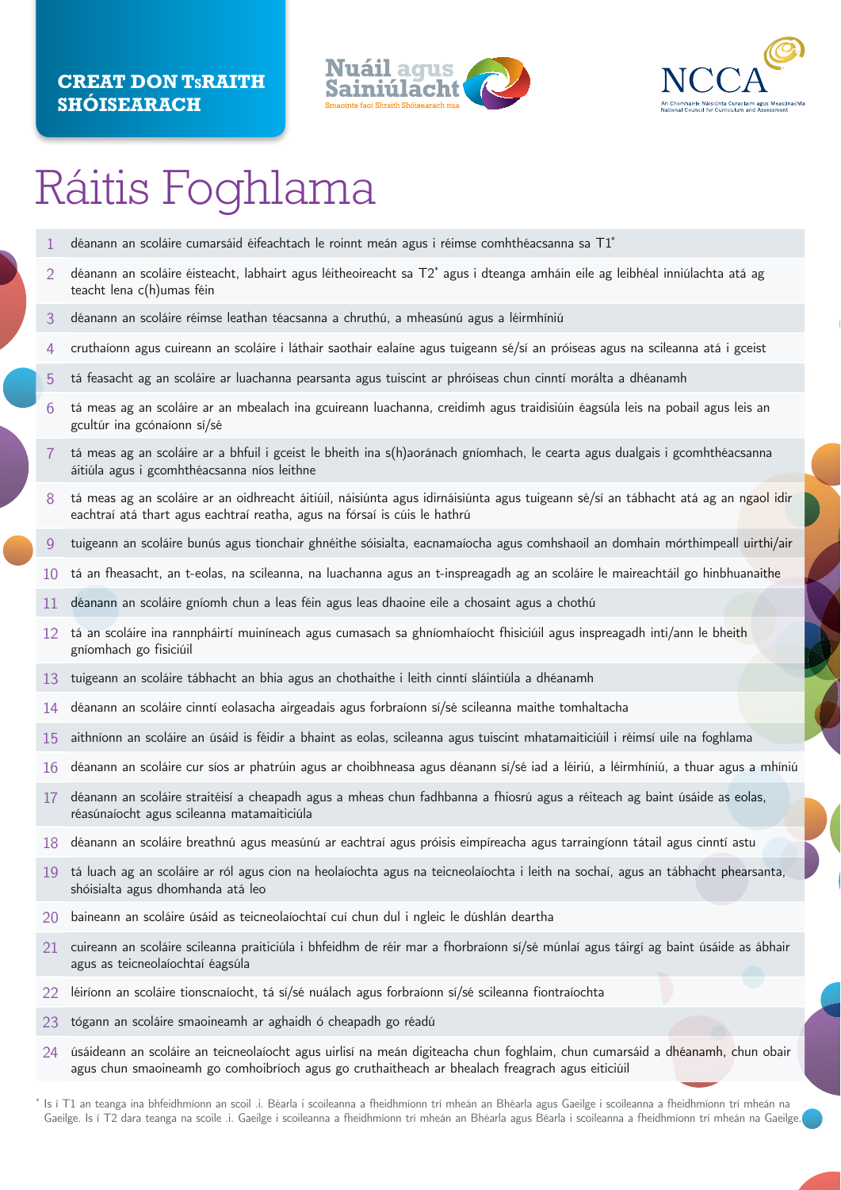CREAT DON TSRAITH SHÓISEARACH

Nuáil agus Sainiúlacht
Smaointe faoi Shraith Shóisearach nua

NCCA
An Chomhairle Náisiúnta Curaclaim agus Measúnachta
National Council for Curriculum and Assessment

# Ráitis Foghlama

| | |
|---|---|
| 1 | déanann an scoláire cumarsáid éifeachtach le roinnt meán agus i réimse comhthéacsanna sa T1* |
| 2 | déanann an scoláire éisteacht, labhairt agus léitheoireacht sa T2* agus i dteanga amháin eile ag leibhéal inniúlachta atá ag teacht lena c(h)umas féin |
| 3 | déanann an scoláire réimse leathan téacsanna a chruthú, a mheasúnú agus a léirmhíniú |
| 4 | cruthaíonn agus cuireann an scoláire i láthair saothair ealaíne agus tuigeann sé/sí an próiseas agus na scileanna atá i gceist |
| 5 | tá feasacht ag an scoláire ar luachanna pearsanta agus tuiscint ar phróiseas chun cinntí morálta a dhéanamh |
| 6 | tá meas ag an scoláire ar an mbealach ina gcuireann luachanna, creidimh agus traidisiúin éagsúla leis na pobail agus leis an gcultúr ina gcónaíonn sí/sé |
| 7 | tá meas ag an scoláire ar a bhfuil i gceist le bheith ina s(h)aoránach gníomhach, le cearta agus dualgais i gcomhthéacsanna áitiúla agus i gcomhthéacsanna níos leithne |
| 8 | tá meas ag an scoláire ar an oidhreacht áitiúil, náisiúnta agus idirnáisiúnta agus tuigeann sé/sí an tábhacht atá ag an ngaol idir eachtraí atá thart agus eachtraí reatha, agus na fórsaí is cúis le hathrú |
| 9 | tuigeann an scoláire bunús agus tionchair ghnéithe sóisialta, eacnamaíocha agus comhshaoil an domhain mórthimpeall uirthi/air |
| 10 | tá an fheasacht, an t-eolas, na scileanna, na luachanna agus an t-inspreagadh ag an scoláire le maireachtáil go hinbhuanaithe |
| 11 | déanann an scoláire gníomh chun a leas féin agus leas dhaoine eile a chosaint agus a chothú |
| 12 | tá an scoláire ina rannpháirtí muiníneach agus cumasach sa ghníomhaíocht fhisiciúil agus inspreagadh intí/ann le bheith gníomhach go fisiciúil |
| 13 | tuigeann an scoláire tábhacht an bhia agus an chothaithe i leith cinntí sláintiúla a dhéanamh |
| 14 | déanann an scoláire cinntí eolasacha airgeadais agus forbraíonn sí/sé scileanna maithe tomhaltacha |
| 15 | aithníonn an scoláire an úsáid is féidir a bhaint as eolas, scileanna agus tuiscint mhatamaiticiúil i réimsí uile na foghlama |
| 16 | déanann an scoláire cur síos ar phatrúin agus ar choibhneasa agus déanann sí/sé iad a léiriú, a léirmhíniú, a thuar agus a mhíniú |
| 17 | déanann an scoláire straitéisí a cheapadh agus a mheas chun fadhbanna a fhiosrú agus a réiteach ag baint úsáide as eolas, réasúnaíocht agus scileanna matamaiticiúla |
| 18 | déanann an scoláire breathnú agus measúnú ar eachtraí agus próisis eimpíreacha agus tarraingíonn tátail agus cinntí astu |
| 19 | tá luach ag an scoláire ar ról agus cion na heolaíochta agus na teicneolaíochta i leith na sochaí, agus an tábhacht phearsanta, shóisialta agus dhomhanda atá leo |
| 20 | baineann an scoláire úsáid as teicneolaíochtaí cuí chun dul i ngleic le dúshlán deartha |
| 21 | cuireann an scoláire scileanna praiticiúla i bhfeidhm de réir mar a fhorbraíonn sí/sé múnlaí agus táirgí ag baint úsáide as ábhair agus as teicneolaíochtaí éagsúla |
| 22 | léiríonn an scoláire tionscnaíocht, tá sí/sé nuálach agus forbraíonn sí/sé scileanna fiontraíochta |
| 23 | tógann an scoláire smaoineamh ar aghaidh ó cheapadh go réadú |
| 24 | úsáideann an scoláire an teicneolaíocht agus uirlisí na meán digiteacha chun foghlaim, chun cumarsáid a dhéanamh, chun obair agus chun smaoineamh go comhoibríoch agus go cruthaitheach ar bhealach freagrach agus eiticiúil |

* Is í T1 an teanga ina bhfeidhmíonn an scoil .i. Béarla i scoileanna a fheidhmíonn trí mheán an Bhéarla agus Gaeilge i scoileanna a fheidhmíonn trí mheán na Gaeilge. Is í T2 dara teanga na scoile .i. Gaeilge i scoileanna a fheidhmíonn trí mheán an Bhéarla agus Béarla i scoileanna a fheidhmíonn trí mheán na Gaeilge.